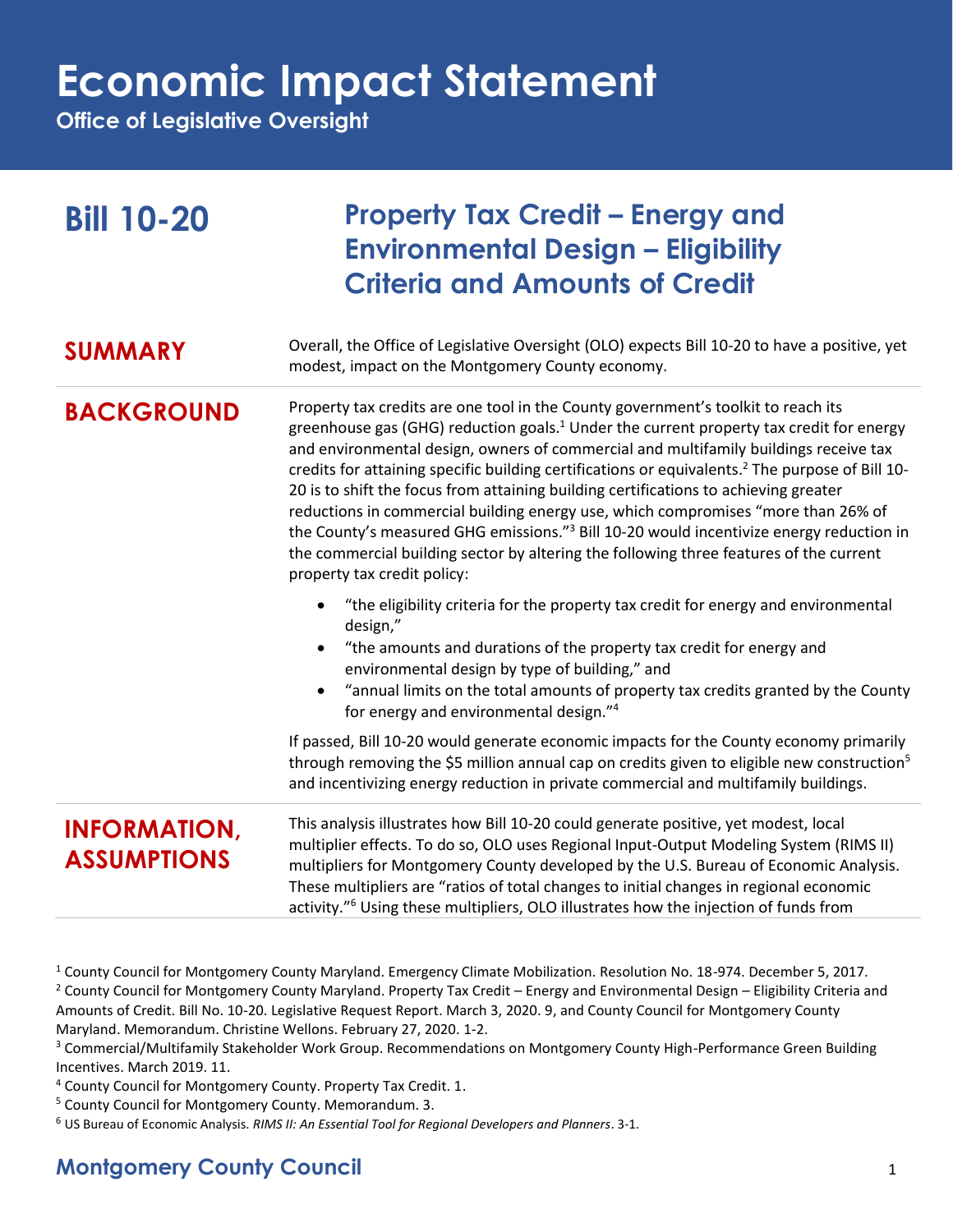# Economic Impact Statement

**Office of Legislative Oversight**

## Bill 10-20

## Property Tax Credit – Energy and Environmental Design – Eligibility Criteria and Amounts of Credit

### SUMMARY

Overall, the Office of Legislative Oversight (OLO) expects Bill 10-20 to have a positive, yet modest, impact on the Montgomery County economy.

### BACKGROUND

Property tax credits are one tool in the County government's toolkit to reach its greenhouse gas (GHG) reduction goals.[1] Under the current property tax credit for energy and environmental design, owners of commercial and multifamily buildings receive tax credits for attaining specific building certifications or equivalents.[2] The purpose of Bill 10-20 is to shift the focus from attaining building certifications to achieving greater reductions in commercial building energy use, which compromises "more than 26% of the County's measured GHG emissions."[3] Bill 10-20 would incentivize energy reduction in the commercial building sector by altering the following three features of the current property tax credit policy:

- "the eligibility criteria for the property tax credit for energy and environmental design,"
- "the amounts and durations of the property tax credit for energy and environmental design by type of building," and
- "annual limits on the total amounts of property tax credits granted by the County for energy and environmental design."[4]

If passed, Bill 10-20 would generate economic impacts for the County economy primarily through removing the $5 million annual cap on credits given to eligible new construction[5] and incentivizing energy reduction in private commercial and multifamily buildings.

### INFORMATION, ASSUMPTIONS

This analysis illustrates how Bill 10-20 could generate positive, yet modest, local multiplier effects. To do so, OLO uses Regional Input-Output Modeling System (RIMS II) multipliers for Montgomery County developed by the U.S. Bureau of Economic Analysis. These multipliers are "ratios of total changes to initial changes in regional economic activity."[6] Using these multipliers, OLO illustrates how the injection of funds from

---

[1] County Council for Montgomery County Maryland. Emergency Climate Mobilization. Resolution No. 18-974. December 5, 2017.

[2] County Council for Montgomery County Maryland. Property Tax Credit – Energy and Environmental Design – Eligibility Criteria and Amounts of Credit. Bill No. 10-20. Legislative Request Report. March 3, 2020. 9, and County Council for Montgomery County Maryland. Memorandum. Christine Wellons. February 27, 2020. 1-2.

[3] Commercial/Multifamily Stakeholder Work Group. Recommendations on Montgomery County High-Performance Green Building Incentives. March 2019. 11.

[4] County Council for Montgomery County. Property Tax Credit. 1.

[5] County Council for Montgomery County. Memorandum. 3.

[6] US Bureau of Economic Analysis. *RIMS II: An Essential Tool for Regional Developers and Planners*. 3-1.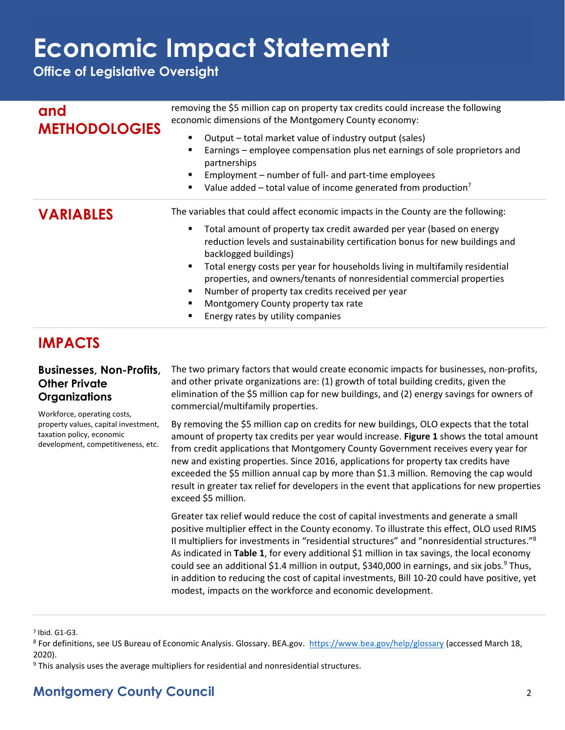## and METHODOLOGIES

removing the $5 million cap on property tax credits could increase the following economic dimensions of the Montgomery County economy:

- Output – total market value of industry output (sales)
- Earnings – employee compensation plus net earnings of sole proprietors and partnerships
- Employment – number of full- and part-time employees
- Value added – total value of income generated from production[7]

## VARIABLES

The variables that could affect economic impacts in the County are the following:

- Total amount of property tax credit awarded per year (based on energy reduction levels and sustainability certification bonus for new buildings and backlogged buildings)
- Total energy costs per year for households living in multifamily residential properties, and owners/tenants of nonresidential commercial properties
- Number of property tax credits received per year
- Montgomery County property tax rate
- Energy rates by utility companies

## IMPACTS

### Businesses, Non-Profits, Other Private Organizations

Workforce, operating costs, property values, capital investment, taxation policy, economic development, competitiveness, etc.

The two primary factors that would create economic impacts for businesses, non-profits, and other private organizations are: (1) growth of total building credits, given the elimination of the $5 million cap for new buildings, and (2) energy savings for owners of commercial/multifamily properties.

By removing the $5 million cap on credits for new buildings, OLO expects that the total amount of property tax credits per year would increase. **Figure 1** shows the total amount from credit applications that Montgomery County Government receives every year for new and existing properties. Since 2016, applications for property tax credits have exceeded the $5 million annual cap by more than $1.3 million. Removing the cap would result in greater tax relief for developers in the event that applications for new properties exceed $5 million.

Greater tax relief would reduce the cost of capital investments and generate a small positive multiplier effect in the County economy. To illustrate this effect, OLO used RIMS II multipliers for investments in "residential structures" and "nonresidential structures."[8] As indicated in **Table 1**, for every additional $1 million in tax savings, the local economy could see an additional $1.4 million in output, $340,000 in earnings, and six jobs.[9] Thus, in addition to reducing the cost of capital investments, Bill 10-20 could have positive, yet modest, impacts on the workforce and economic development.

---

[7] Ibid. G1-G3.

[8] For definitions, see US Bureau of Economic Analysis. Glossary. BEA.gov. https://www.bea.gov/help/glossary (accessed March 18, 2020).

[9] This analysis uses the average multipliers for residential and nonresidential structures.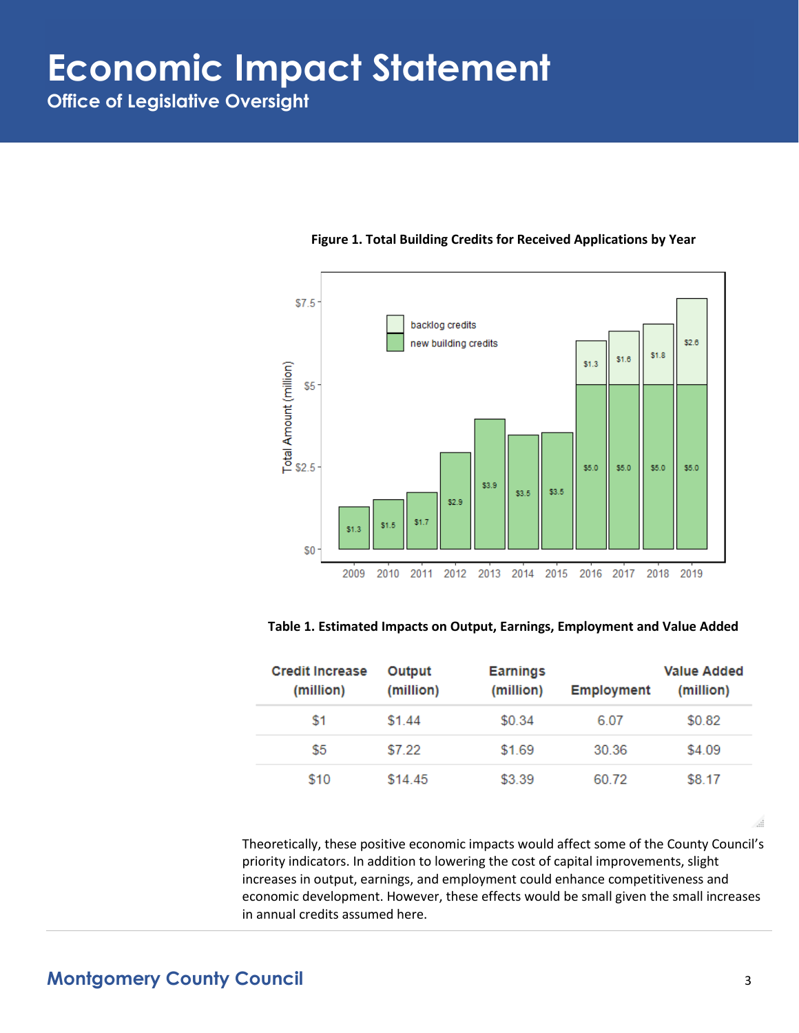**Figure 1. Total Building Credits for Received Applications by Year**

**Table 1. Estimated Impacts on Output, Earnings, Employment and Value Added**

| Credit Increase (million) | Output (million) | Earnings (million) | Employment | Value Added (million) |
|---|---|---|---|---|
| $1 | $1.44 | $0.34 | 6.07 | $0.82 |
| $5 | $7.22 | $1.69 | 30.36 | $4.09 |
| $10 | $14.45 | $3.39 | 60.72 | $8.17 |

Theoretically, these positive economic impacts would affect some of the County Council's priority indicators. In addition to lowering the cost of capital improvements, slight increases in output, earnings, and employment could enhance competitiveness and economic development. However, these effects would be small given the small increases in annual credits assumed here.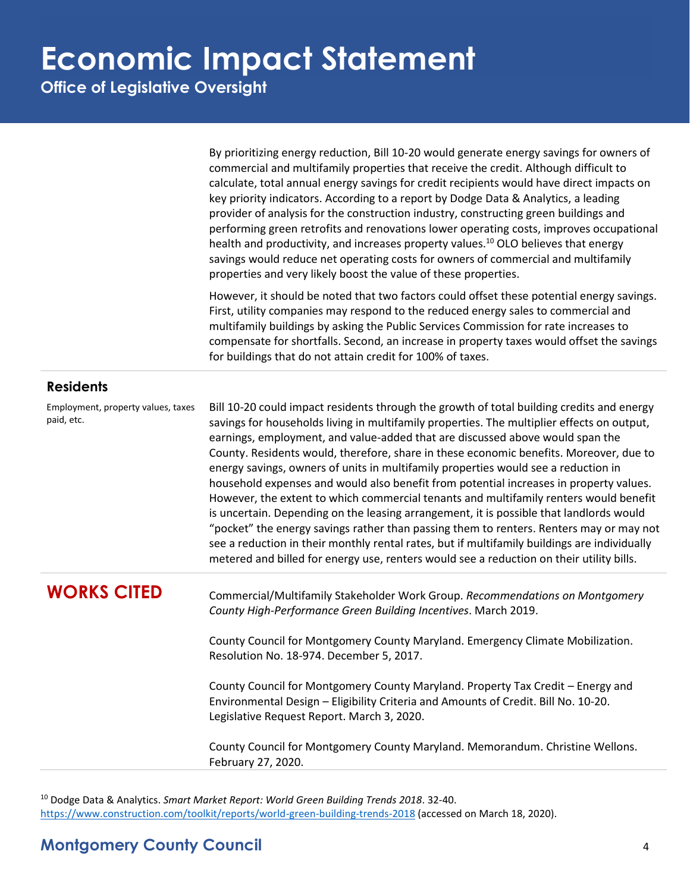By prioritizing energy reduction, Bill 10-20 would generate energy savings for owners of commercial and multifamily properties that receive the credit. Although difficult to calculate, total annual energy savings for credit recipients would have direct impacts on key priority indicators. According to a report by Dodge Data & Analytics, a leading provider of analysis for the construction industry, constructing green buildings and performing green retrofits and renovations lower operating costs, improves occupational health and productivity, and increases property values.[10] OLO believes that energy savings would reduce net operating costs for owners of commercial and multifamily properties and very likely boost the value of these properties.

However, it should be noted that two factors could offset these potential energy savings. First, utility companies may respond to the reduced energy sales to commercial and multifamily buildings by asking the Public Services Commission for rate increases to compensate for shortfalls. Second, an increase in property taxes would offset the savings for buildings that do not attain credit for 100% of taxes.

### Residents

Employment, property values, taxes paid, etc.

Bill 10-20 could impact residents through the growth of total building credits and energy savings for households living in multifamily properties. The multiplier effects on output, earnings, employment, and value-added that are discussed above would span the County. Residents would, therefore, share in these economic benefits. Moreover, due to energy savings, owners of units in multifamily properties would see a reduction in household expenses and would also benefit from potential increases in property values. However, the extent to which commercial tenants and multifamily renters would benefit is uncertain. Depending on the leasing arrangement, it is possible that landlords would "pocket" the energy savings rather than passing them to renters. Renters may or may not see a reduction in their monthly rental rates, but if multifamily buildings are individually metered and billed for energy use, renters would see a reduction on their utility bills.

## WORKS CITED

Commercial/Multifamily Stakeholder Work Group. *Recommendations on Montgomery County High-Performance Green Building Incentives*. March 2019.

County Council for Montgomery County Maryland. Emergency Climate Mobilization. Resolution No. 18-974. December 5, 2017.

County Council for Montgomery County Maryland. Property Tax Credit – Energy and Environmental Design – Eligibility Criteria and Amounts of Credit. Bill No. 10-20. Legislative Request Report. March 3, 2020.

County Council for Montgomery County Maryland. Memorandum. Christine Wellons. February 27, 2020.

[10] Dodge Data & Analytics. *Smart Market Report: World Green Building Trends 2018*. 32-40. https://www.construction.com/toolkit/reports/world-green-building-trends-2018 (accessed on March 18, 2020).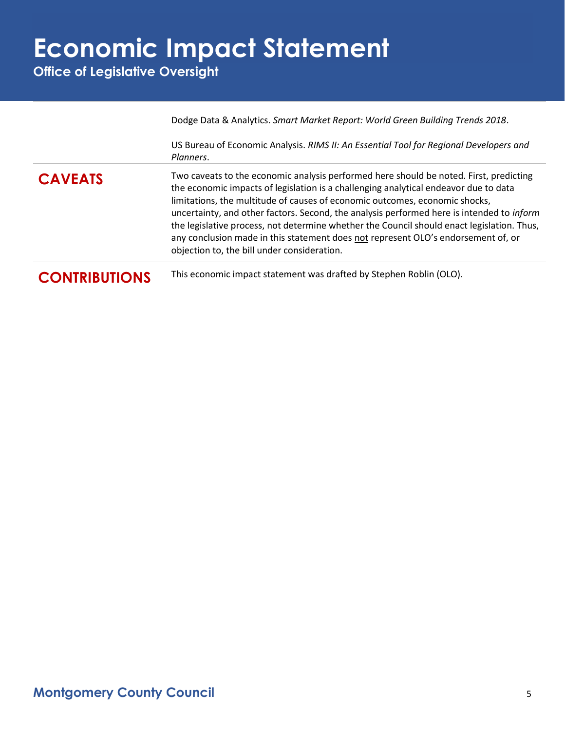Dodge Data & Analytics. *Smart Market Report: World Green Building Trends 2018*.

US Bureau of Economic Analysis. *RIMS II: An Essential Tool for Regional Developers and Planners*.

## CAVEATS

Two caveats to the economic analysis performed here should be noted. First, predicting the economic impacts of legislation is a challenging analytical endeavor due to data limitations, the multitude of causes of economic outcomes, economic shocks, uncertainty, and other factors. Second, the analysis performed here is intended to *inform* the legislative process, not determine whether the Council should enact legislation. Thus, any conclusion made in this statement does <u>not</u> represent OLO's endorsement of, or objection to, the bill under consideration.

## CONTRIBUTIONS

This economic impact statement was drafted by Stephen Roblin (OLO).